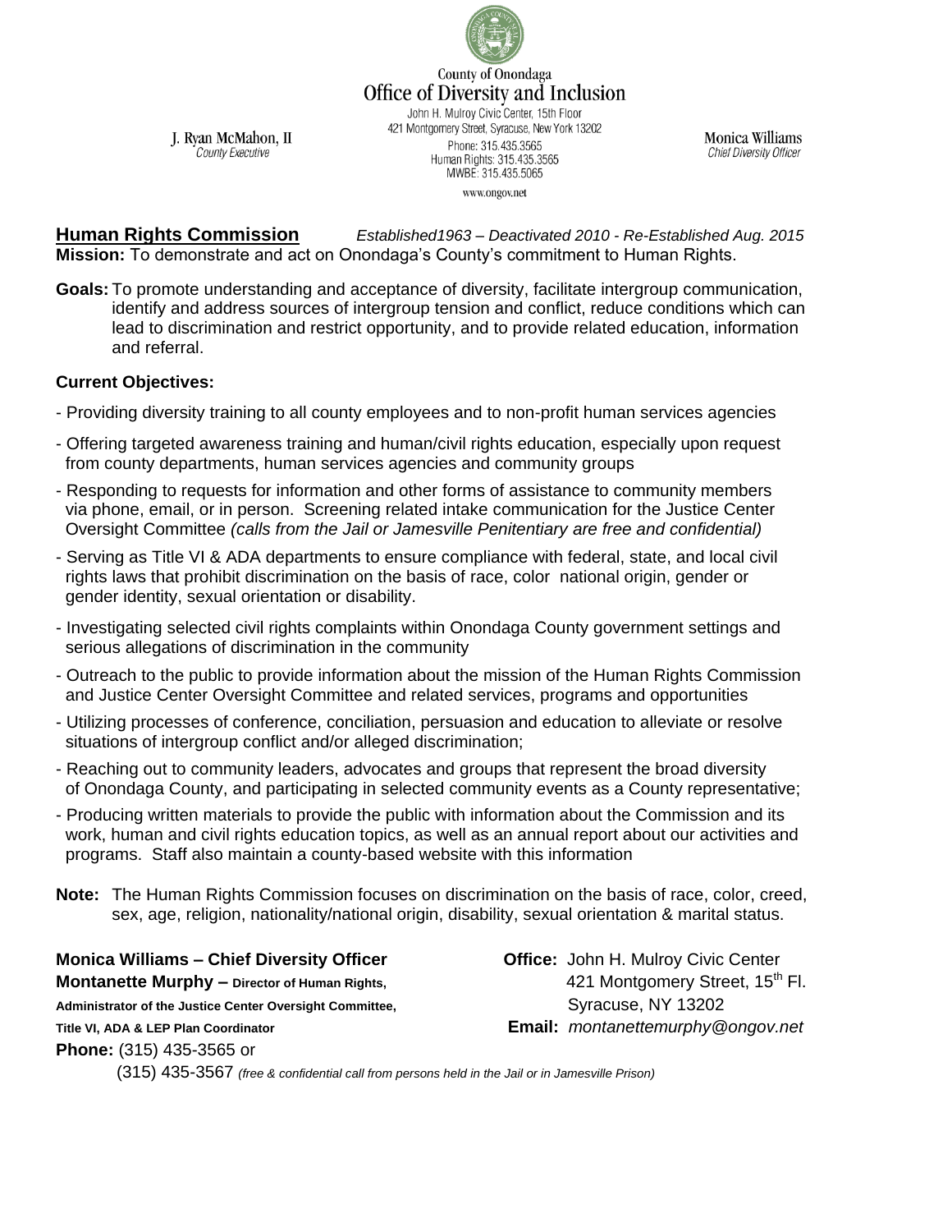County of Onondaga
# Office of Diversity and Inclusion

John H. Mulroy Civic Center, 15th Floor
421 Montgomery Street, Syracuse, New York 13202
Phone: 315.435.3565
Human Rights: 315.435.3565
MWBE: 315.435.5065
www.ongov.net

J. Ryan McMahon, II
*County Executive*

Monica Williams
*Chief Diversity Officer*

## Human Rights Commission

*Established1963 – Deactivated 2010 - Re-Established Aug. 2015*

**Mission:** To demonstrate and act on Onondaga's County's commitment to Human Rights.

**Goals:** To promote understanding and acceptance of diversity, facilitate intergroup communication, identify and address sources of intergroup tension and conflict, reduce conditions which can lead to discrimination and restrict opportunity, and to provide related education, information and referral.

**Current Objectives:**

- Providing diversity training to all county employees and to non-profit human services agencies
- Offering targeted awareness training and human/civil rights education, especially upon request from county departments, human services agencies and community groups
- Responding to requests for information and other forms of assistance to community members via phone, email, or in person. Screening related intake communication for the Justice Center Oversight Committee *(calls from the Jail or Jamesville Penitentiary are free and confidential)*
- Serving as Title VI & ADA departments to ensure compliance with federal, state, and local civil rights laws that prohibit discrimination on the basis of race, color national origin, gender or gender identity, sexual orientation or disability.
- Investigating selected civil rights complaints within Onondaga County government settings and serious allegations of discrimination in the community
- Outreach to the public to provide information about the mission of the Human Rights Commission and Justice Center Oversight Committee and related services, programs and opportunities
- Utilizing processes of conference, conciliation, persuasion and education to alleviate or resolve situations of intergroup conflict and/or alleged discrimination;
- Reaching out to community leaders, advocates and groups that represent the broad diversity of Onondaga County, and participating in selected community events as a County representative;
- Producing written materials to provide the public with information about the Commission and its work, human and civil rights education topics, as well as an annual report about our activities and programs. Staff also maintain a county-based website with this information

**Note:** The Human Rights Commission focuses on discrimination on the basis of race, color, creed, sex, age, religion, nationality/national origin, disability, sexual orientation & marital status.

**Monica Williams – Chief Diversity Officer**
**Montanette Murphy – Director of Human Rights, Administrator of the Justice Center Oversight Committee, Title VI, ADA & LEP Plan Coordinator**
**Phone:** (315) 435-3565 or
(315) 435-3567 *(free & confidential call from persons held in the Jail or in Jamesville Prison)*

**Office:** John H. Mulroy Civic Center
421 Montgomery Street, 15th Fl.
Syracuse, NY 13202
**Email:** *montanettemurphy@ongov.net*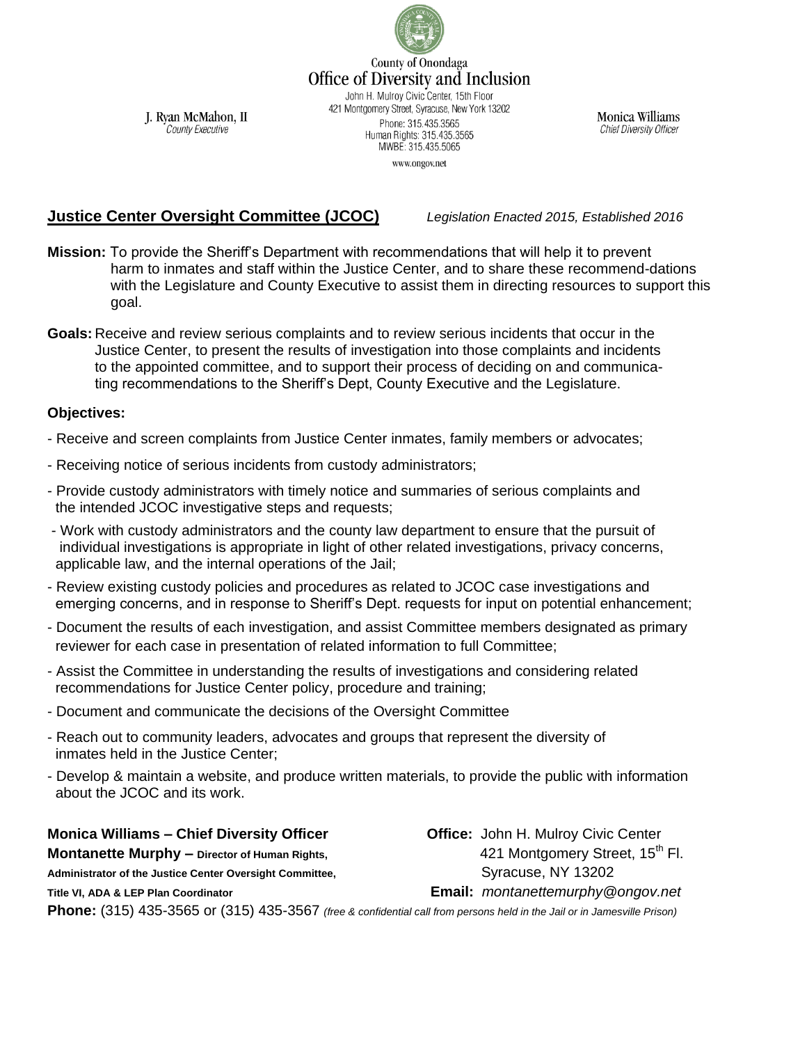County of Onondaga
Office of Diversity and Inclusion
John H. Mulroy Civic Center, 15th Floor
421 Montgomery Street, Syracuse, New York 13202
Phone: 315.435.3565
Human Rights: 315.435.3565
MWBE: 315.435.5065
www.ongov.net

J. Ryan McMahon, II
*County Executive*

Monica Williams
*Chief Diversity Officer*

## Justice Center Oversight Committee (JCOC)

*Legislation Enacted 2015, Established 2016*

**Mission:** To provide the Sheriff's Department with recommendations that will help it to prevent harm to inmates and staff within the Justice Center, and to share these recommend-dations with the Legislature and County Executive to assist them in directing resources to support this goal.

**Goals:** Receive and review serious complaints and to review serious incidents that occur in the Justice Center, to present the results of investigation into those complaints and incidents to the appointed committee, and to support their process of deciding on and communica-ting recommendations to the Sheriff's Dept, County Executive and the Legislature.

**Objectives:**

- Receive and screen complaints from Justice Center inmates, family members or advocates;
- Receiving notice of serious incidents from custody administrators;
- Provide custody administrators with timely notice and summaries of serious complaints and the intended JCOC investigative steps and requests;
- Work with custody administrators and the county law department to ensure that the pursuit of individual investigations is appropriate in light of other related investigations, privacy concerns, applicable law, and the internal operations of the Jail;
- Review existing custody policies and procedures as related to JCOC case investigations and emerging concerns, and in response to Sheriff's Dept. requests for input on potential enhancement;
- Document the results of each investigation, and assist Committee members designated as primary reviewer for each case in presentation of related information to full Committee;
- Assist the Committee in understanding the results of investigations and considering related recommendations for Justice Center policy, procedure and training;
- Document and communicate the decisions of the Oversight Committee
- Reach out to community leaders, advocates and groups that represent the diversity of inmates held in the Justice Center;
- Develop & maintain a website, and produce written materials, to provide the public with information about the JCOC and its work.

**Monica Williams – Chief Diversity Officer**
**Montanette Murphy – Director of Human Rights,**
**Administrator of the Justice Center Oversight Committee,**
**Title VI, ADA & LEP Plan Coordinator**

**Office:** John H. Mulroy Civic Center
421 Montgomery Street, 15th Fl.
Syracuse, NY 13202
**Email:** *montanettemurphy@ongov.net*

**Phone:** (315) 435-3565 or (315) 435-3567 *(free & confidential call from persons held in the Jail or in Jamesville Prison)*